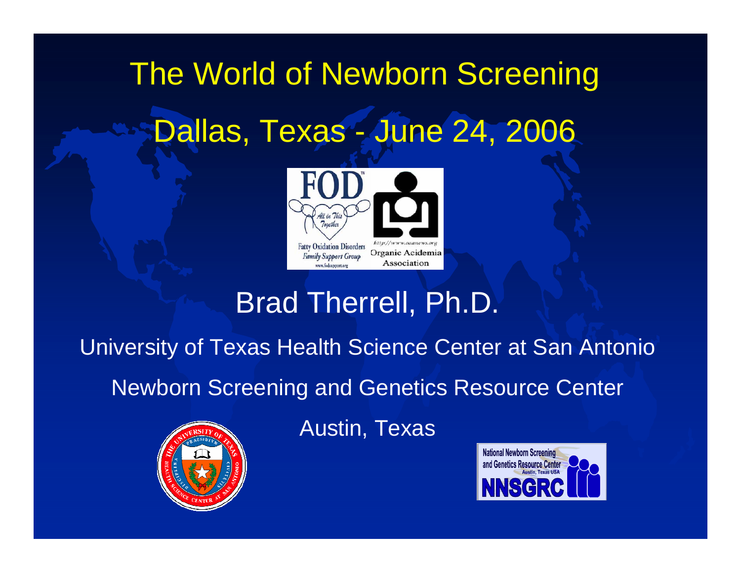# The World of Newborn Screening

## Dallas, Texas - June 24, 2006

FOD™

All in This Together

Fatty Oxidation Disorders Family Support Group

www.fodsupport.org

http://www.oaanews.org

Organic Acidemia Association

## Brad Therrell, Ph.D.

University of Texas Health Science Center at San Antonio

Newborn Screening and Genetics Resource Center

Austin, Texas

National Newborn Screening and Genetics Resource Center

Austin, Texas USA

NNSGRC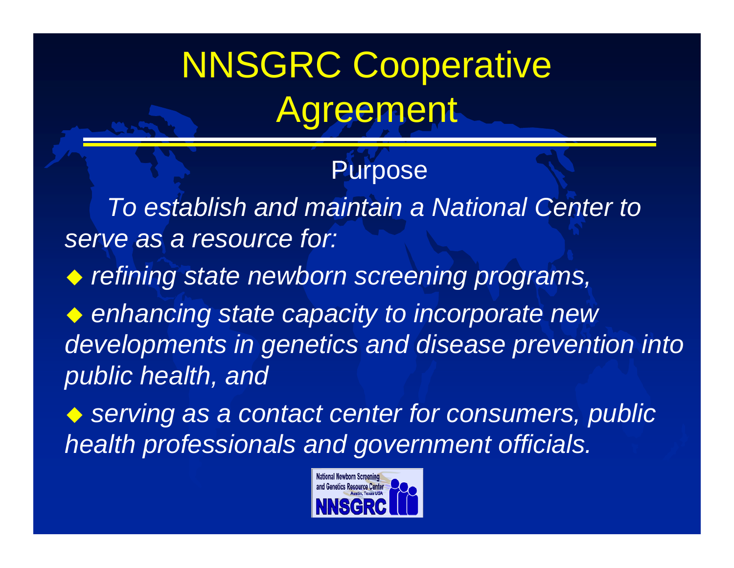# NNSGRC Cooperative Agreement

## Purpose

*To establish and maintain a National Center to serve as a resource for:*

- *refining state newborn screening programs,*
- *enhancing state capacity to incorporate new developments in genetics and disease prevention into public health, and*
- *serving as a contact center for consumers, public health professionals and government officials.*

National Newborn Screening and Genetics Resource Center
Austin, Texas USA
NNSGRC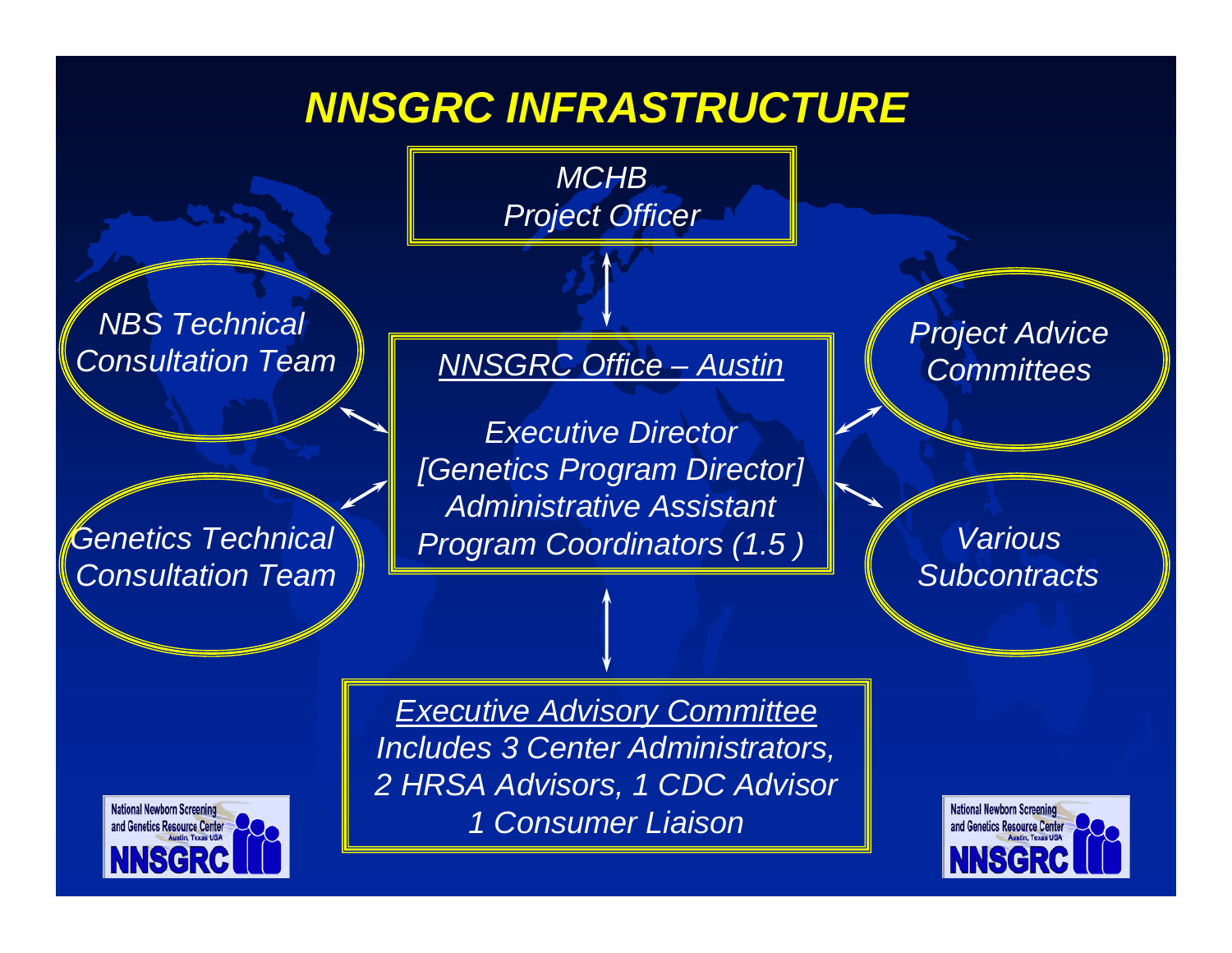# *NNSGRC INFRASTRUCTURE*

*MCHB*
*Project Officer*

*NBS Technical Consultation Team*

*Genetics Technical Consultation Team*

*<u>NNSGRC Office – Austin</u>*

*Executive Director*
*[Genetics Program Director]*
*Administrative Assistant*
*Program Coordinators (1.5 )*

*Project Advice Committees*

*Various Subcontracts*

*<u>Executive Advisory Committee</u>*
*Includes 3 Center Administrators,*
*2 HRSA Advisors, 1 CDC Advisor*
*1 Consumer Liaison*

National Newborn Screening and Genetics Resource Center
Austin, Texas USA
NNSGRC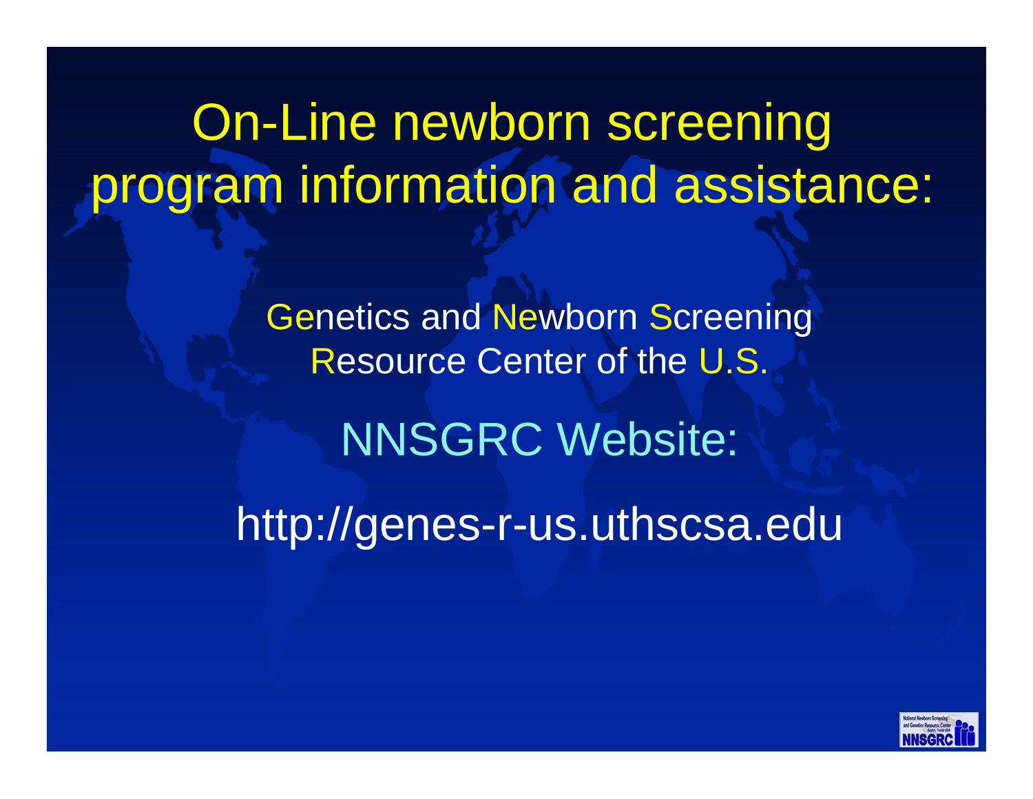# On-Line newborn screening program information and assistance:

Genetics and Newborn Screening Resource Center of the U.S.

## NNSGRC Website:

http://genes-r-us.uthscsa.edu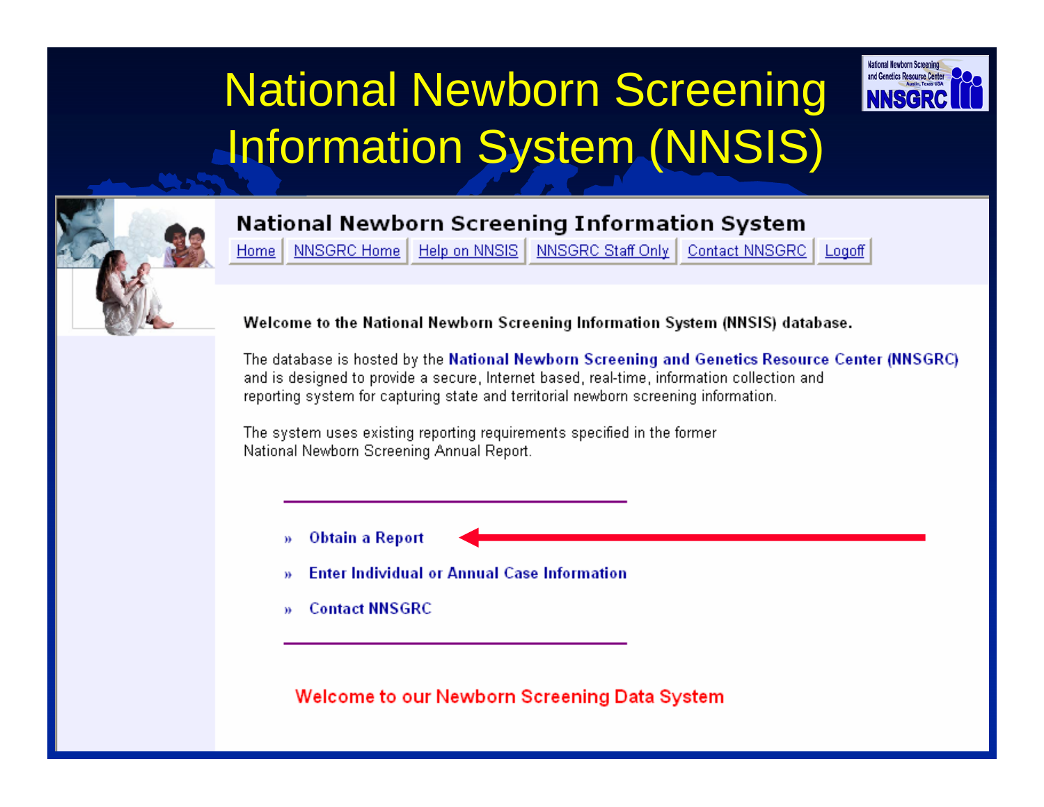# National Newborn Screening Information System (NNSIS)

## National Newborn Screening Information System

Home | NNSGRC Home | Help on NNSIS | NNSGRC Staff Only | Contact NNSGRC | Logoff

**Welcome to the National Newborn Screening Information System (NNSIS) database.**

The database is hosted by the **National Newborn Screening and Genetics Resource Center (NNSGRC)** and is designed to provide a secure, Internet based, real-time, information collection and reporting system for capturing state and territorial newborn screening information.

The system uses existing reporting requirements specified in the former National Newborn Screening Annual Report.

- » **Obtain a Report**
- » **Enter Individual or Annual Case Information**
- » **Contact NNSGRC**

Welcome to our Newborn Screening Data System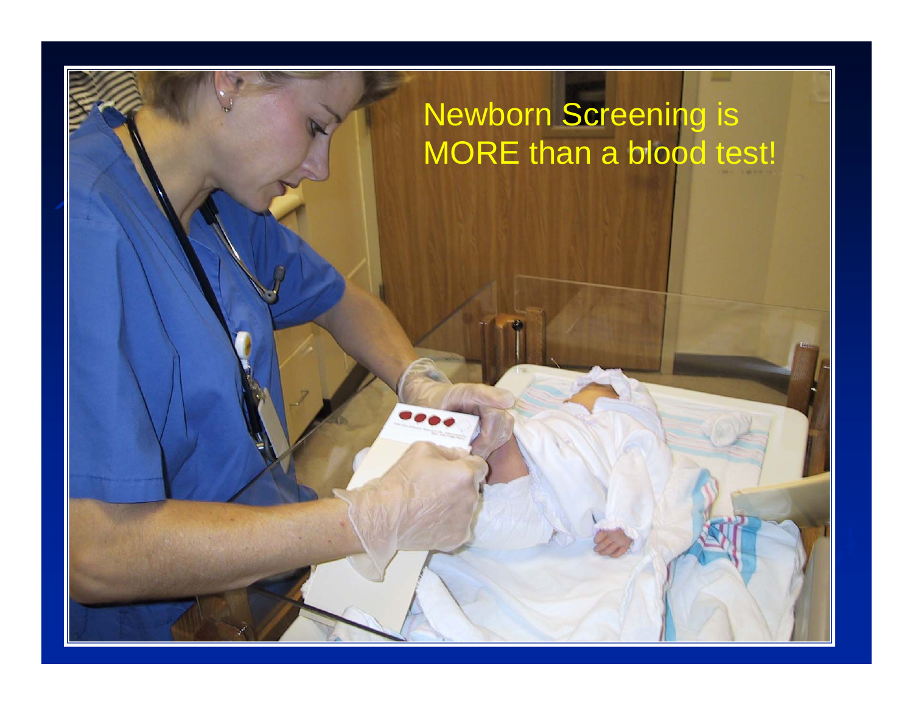Newborn Screening is MORE than a blood test!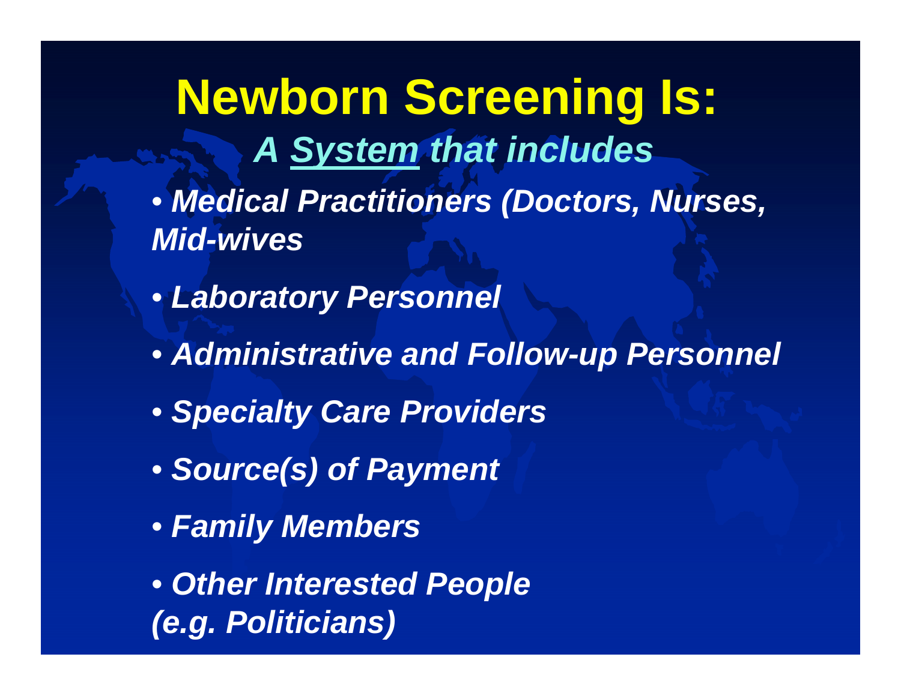# Newborn Screening Is:

***A <u>System</u> that includes***

- ***Medical Practitioners (Doctors, Nurses, Mid-wives***
- ***Laboratory Personnel***
- ***Administrative and Follow-up Personnel***
- ***Specialty Care Providers***
- ***Source(s) of Payment***
- ***Family Members***
- ***Other Interested People (e.g. Politicians)***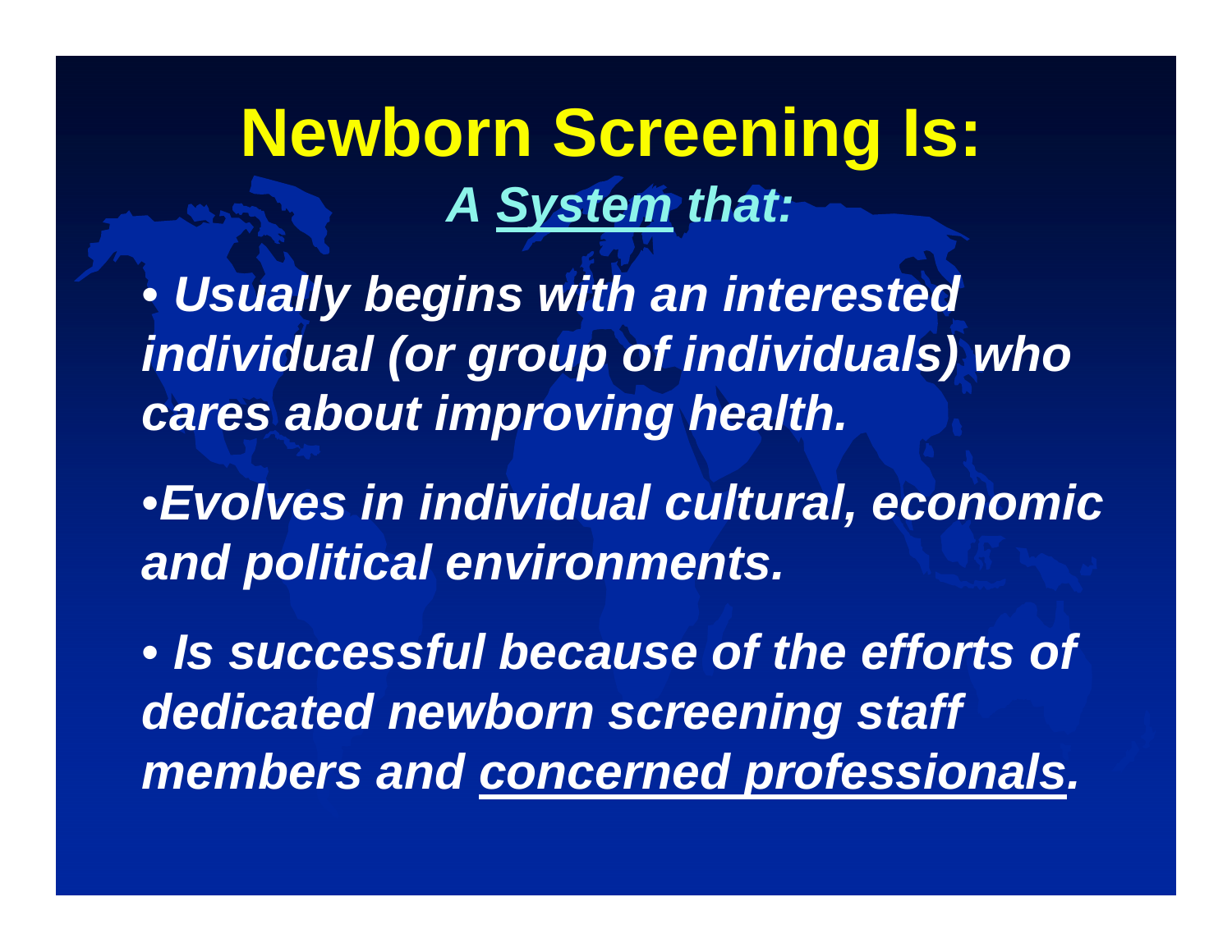# Newborn Screening Is:

***A <u>System</u> that:***

- ***Usually begins with an interested individual (or group of individuals) who cares about improving health.***
- ***Evolves in individual cultural, economic and political environments.***
- ***Is successful because of the efforts of dedicated newborn screening staff members and <u>concerned professionals</u>.***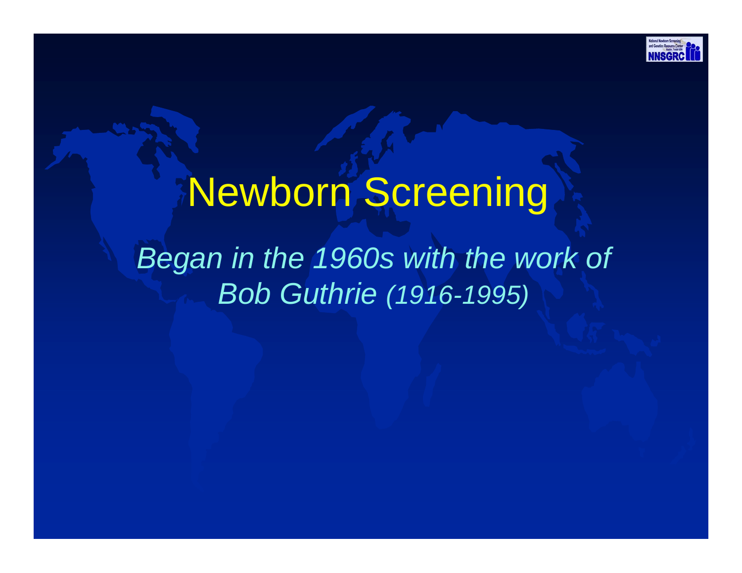# Newborn Screening

*Began in the 1960s with the work of Bob Guthrie (1916-1995)*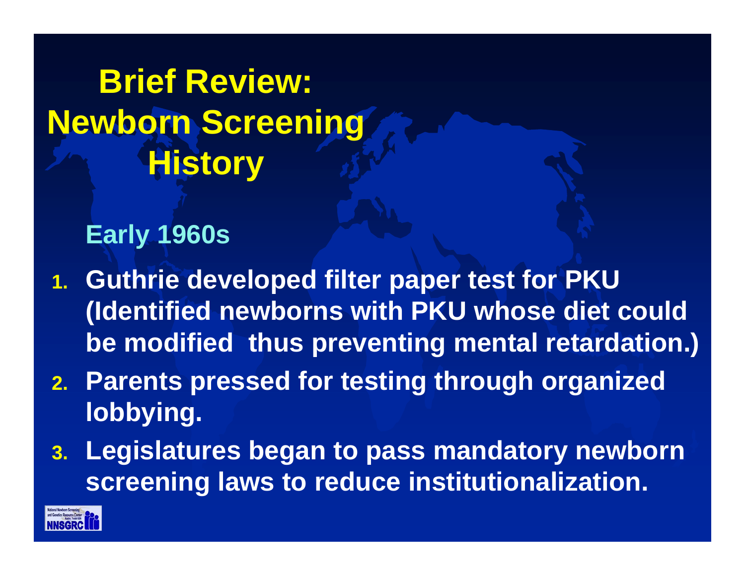# Brief Review: Newborn Screening History

## Early 1960s

1. Guthrie developed filter paper test for PKU (Identified newborns with PKU whose diet could be modified thus preventing mental retardation.)
2. Parents pressed for testing through organized lobbying.
3. Legislatures began to pass mandatory newborn screening laws to reduce institutionalization.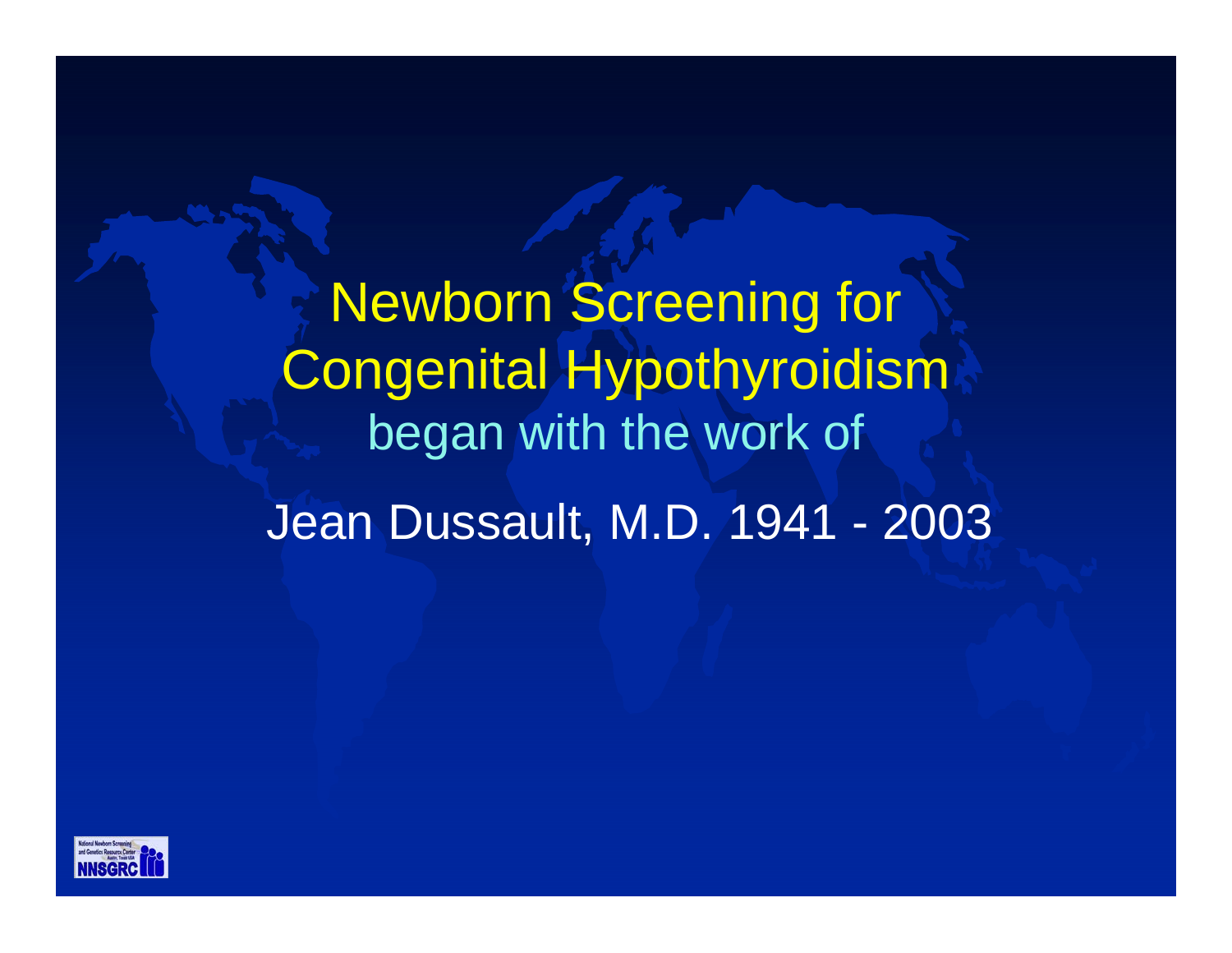# Newborn Screening for Congenital Hypothyroidism

began with the work of

Jean Dussault, M.D. 1941 - 2003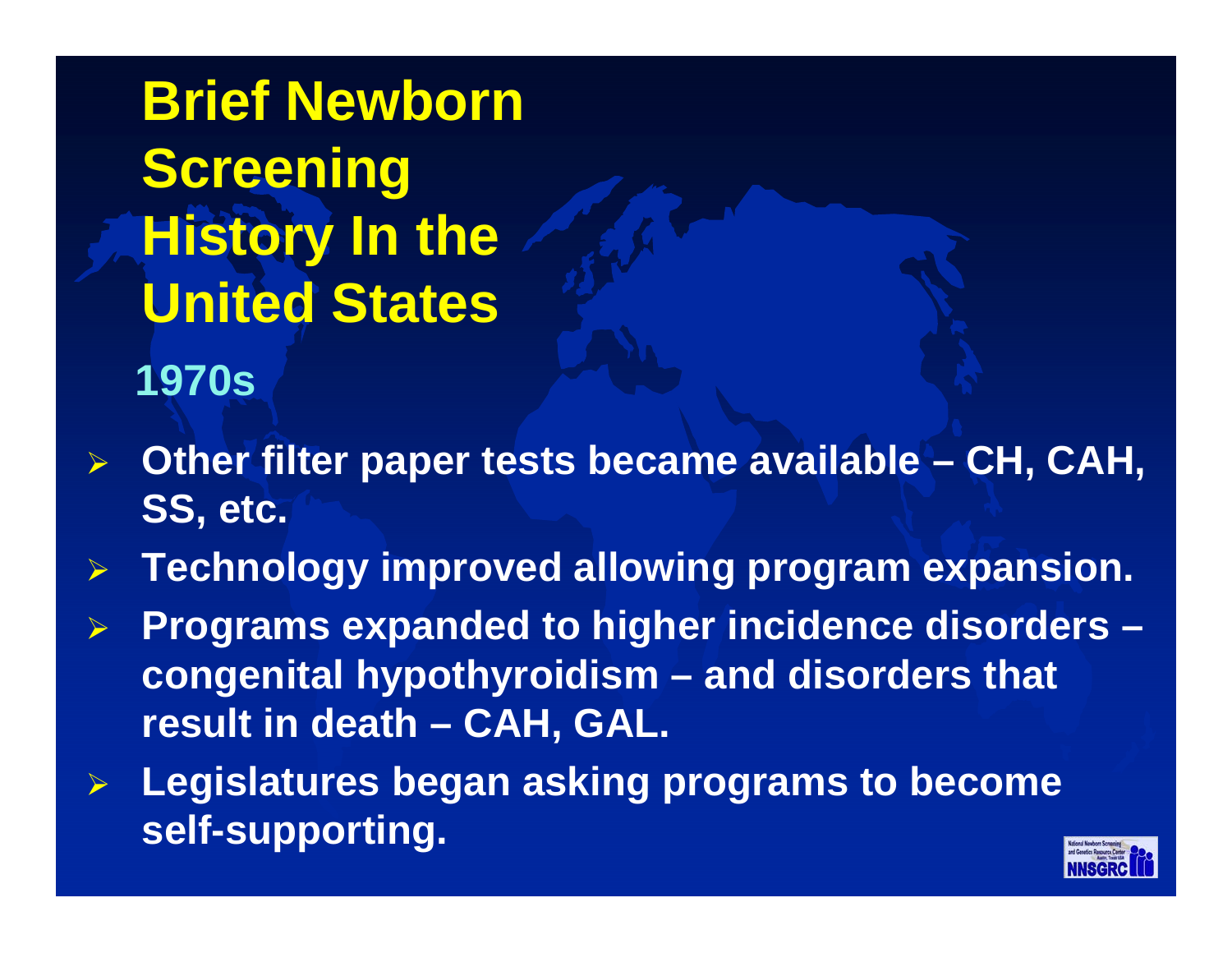# Brief Newborn Screening History In the United States

## 1970s

- **Other filter paper tests became available – CH, CAH, SS, etc.**
- **Technology improved allowing program expansion.**
- **Programs expanded to higher incidence disorders – congenital hypothyroidism – and disorders that result in death – CAH, GAL.**
- **Legislatures began asking programs to become self-supporting.**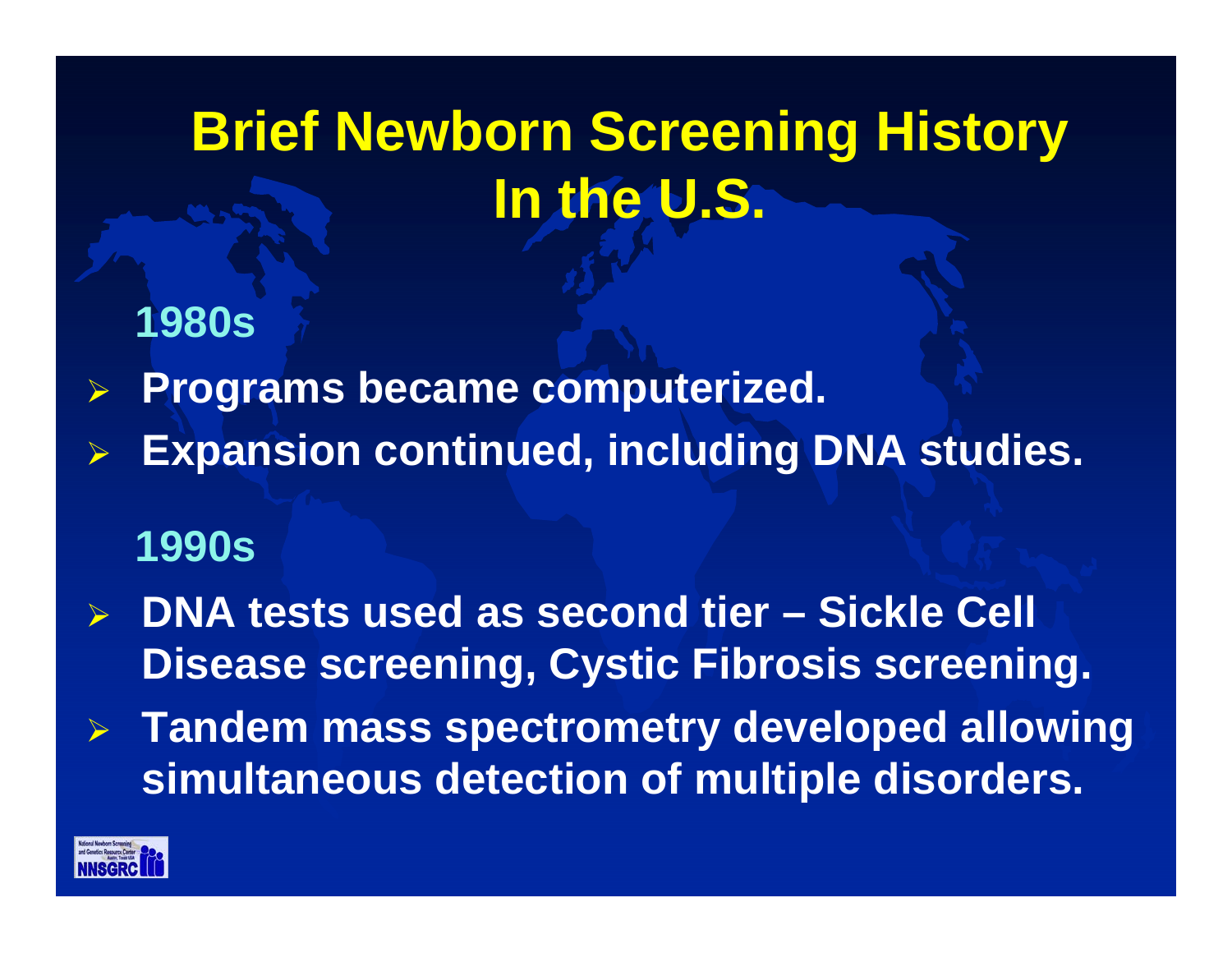# Brief Newborn Screening History In the U.S.

## 1980s

- Programs became computerized.
- Expansion continued, including DNA studies.

## 1990s

- DNA tests used as second tier – Sickle Cell Disease screening, Cystic Fibrosis screening.
- Tandem mass spectrometry developed allowing simultaneous detection of multiple disorders.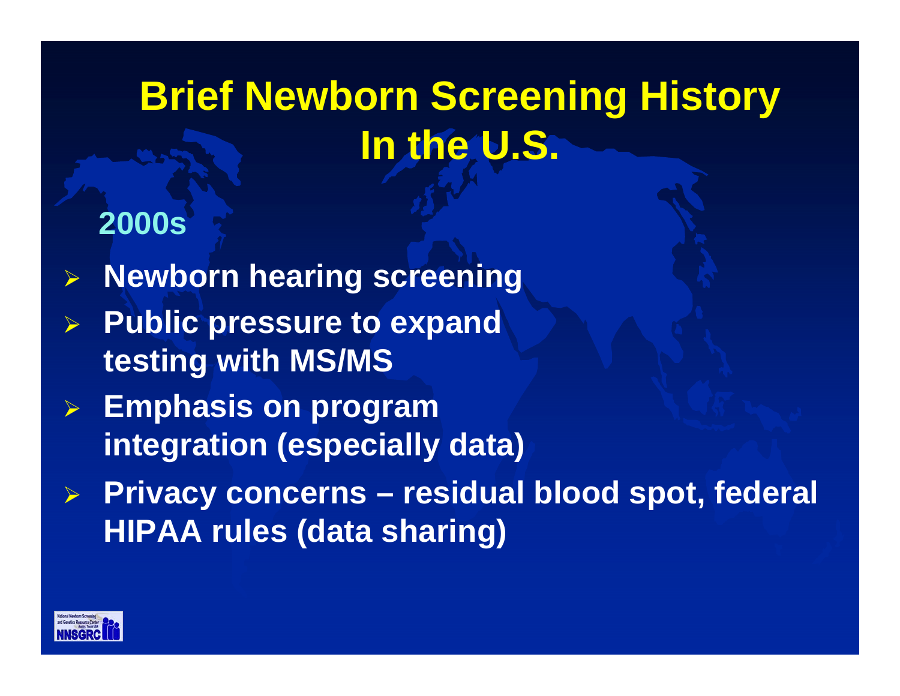# Brief Newborn Screening History In the U.S.

## 2000s

- Newborn hearing screening
- Public pressure to expand testing with MS/MS
- Emphasis on program integration (especially data)
- Privacy concerns – residual blood spot, federal HIPAA rules (data sharing)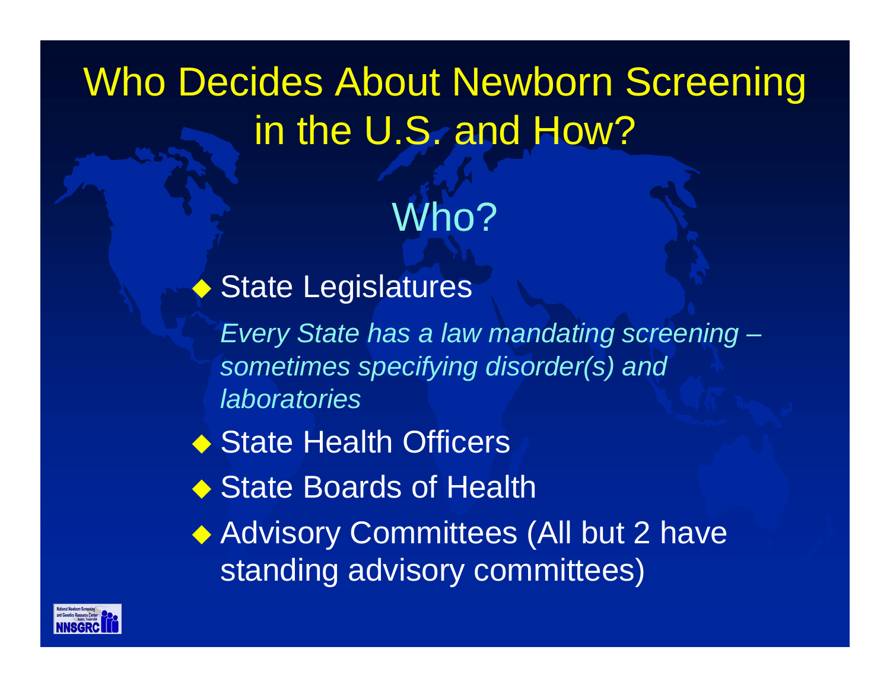# Who Decides About Newborn Screening in the U.S. and How?

## Who?

- State Legislatures

  *Every State has a law mandating screening – sometimes specifying disorder(s) and laboratories*

- State Health Officers
- State Boards of Health
- Advisory Committees (All but 2 have standing advisory committees)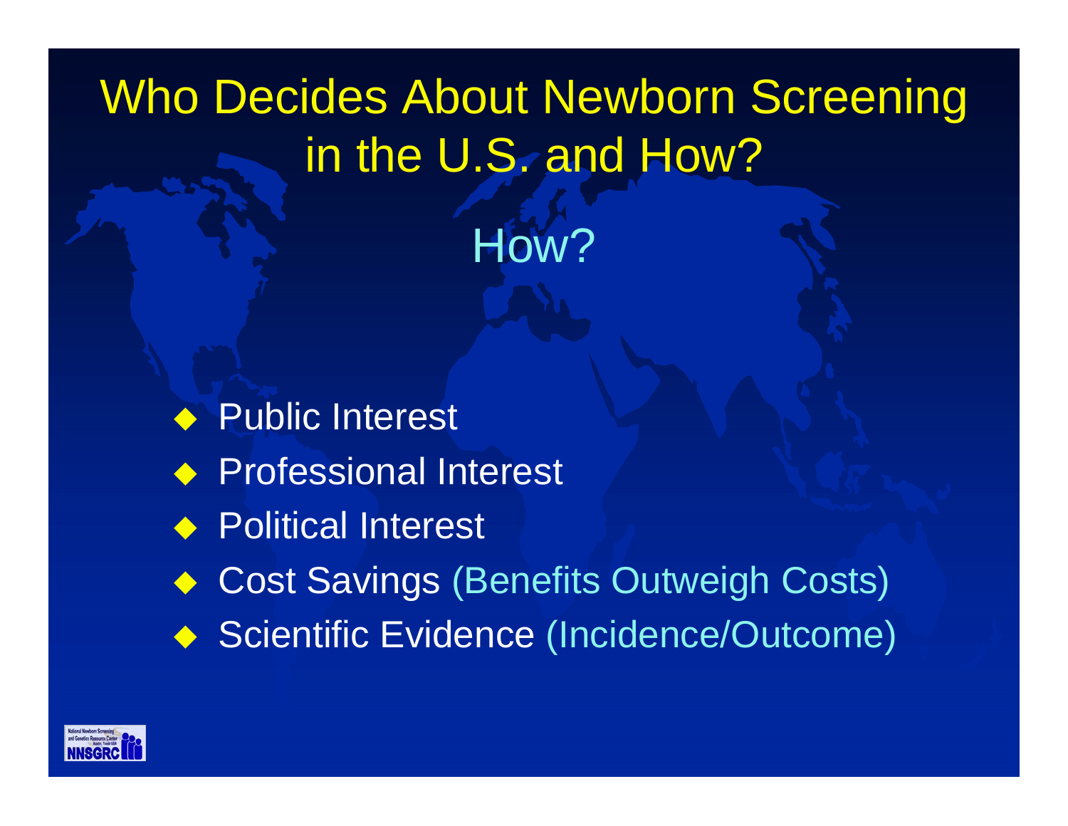# Who Decides About Newborn Screening in the U.S. and How?

## How?

- Public Interest
- Professional Interest
- Political Interest
- Cost Savings (Benefits Outweigh Costs)
- Scientific Evidence (Incidence/Outcome)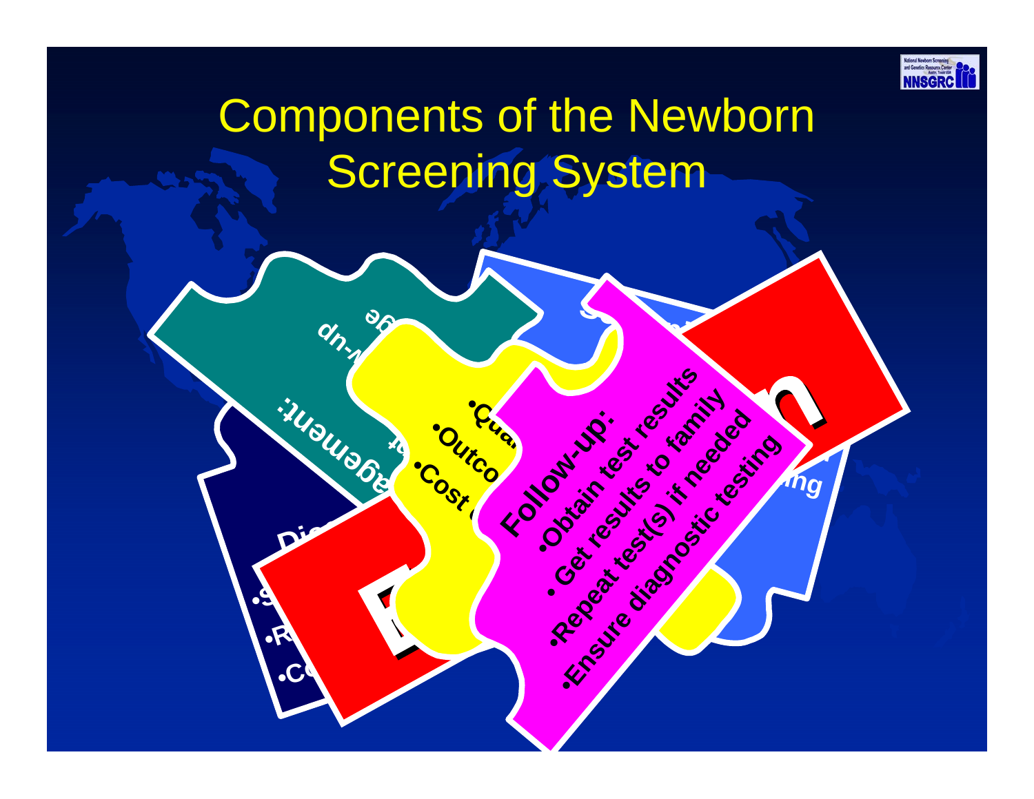# Components of the Newborn Screening System

**Follow-up:**

- **Obtain test results**
- **Get results to family**
- **Repeat test(s) if needed**
- **Ensure diagnostic testing**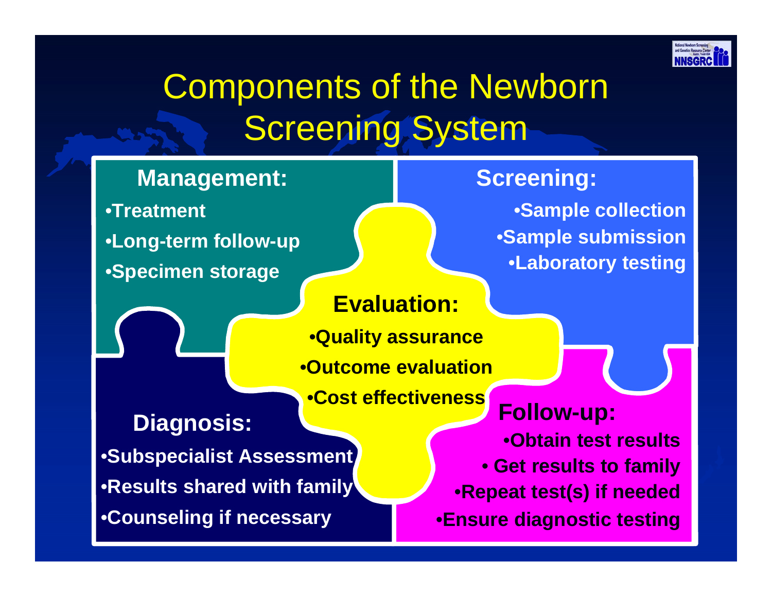# Components of the Newborn Screening System

## Management:

- Treatment
- Long-term follow-up
- Specimen storage

## Screening:

- Sample collection
- Sample submission
- Laboratory testing

## Evaluation:

- Quality assurance
- Outcome evaluation
- Cost effectiveness

## Diagnosis:

- Subspecialist Assessment
- Results shared with family
- Counseling if necessary

## Follow-up:

- Obtain test results
- Get results to family
- Repeat test(s) if needed
- Ensure diagnostic testing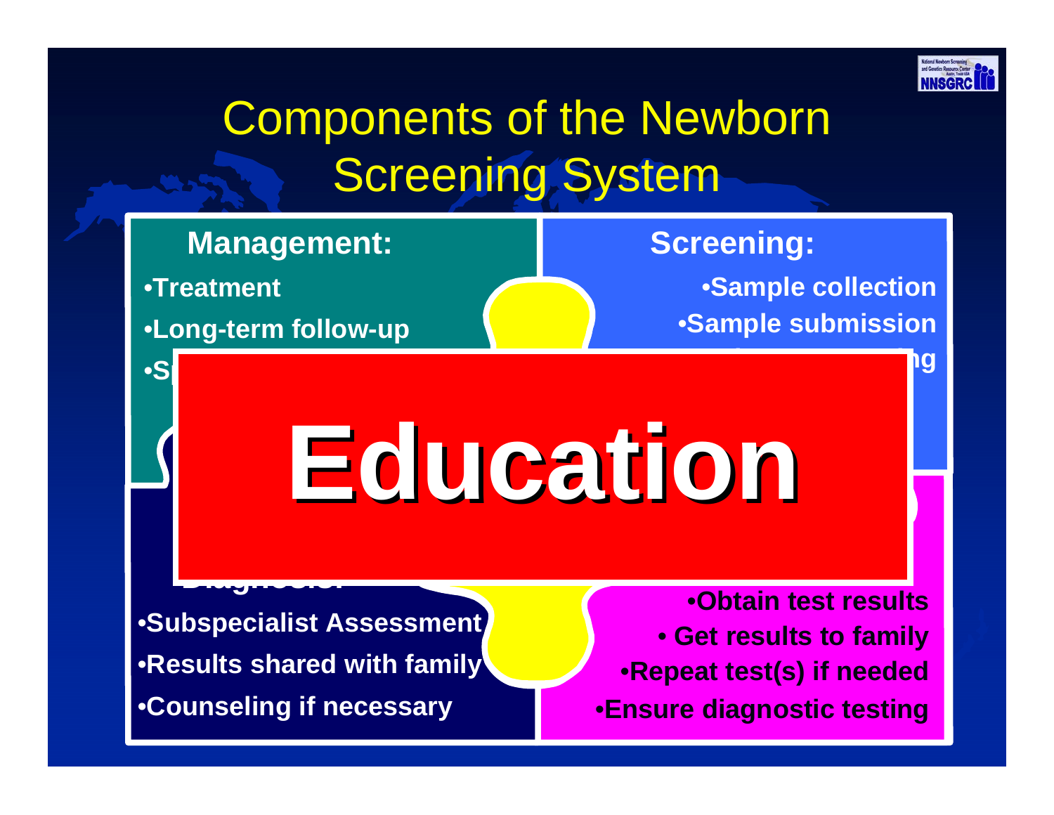# Components of the Newborn Screening System

**Management:**

- **Treatment**
- **Long-term follow-up**
- **S**

**Screening:**

- **Sample collection**
- **Sample submission**
- **ng**

# **Education**

**Diagnosis:**

- **Subspecialist Assessment**
- **Results shared with family**
- **Counseling if necessary**

- **Obtain test results**
- **Get results to family**
- **Repeat test(s) if needed**
- **Ensure diagnostic testing**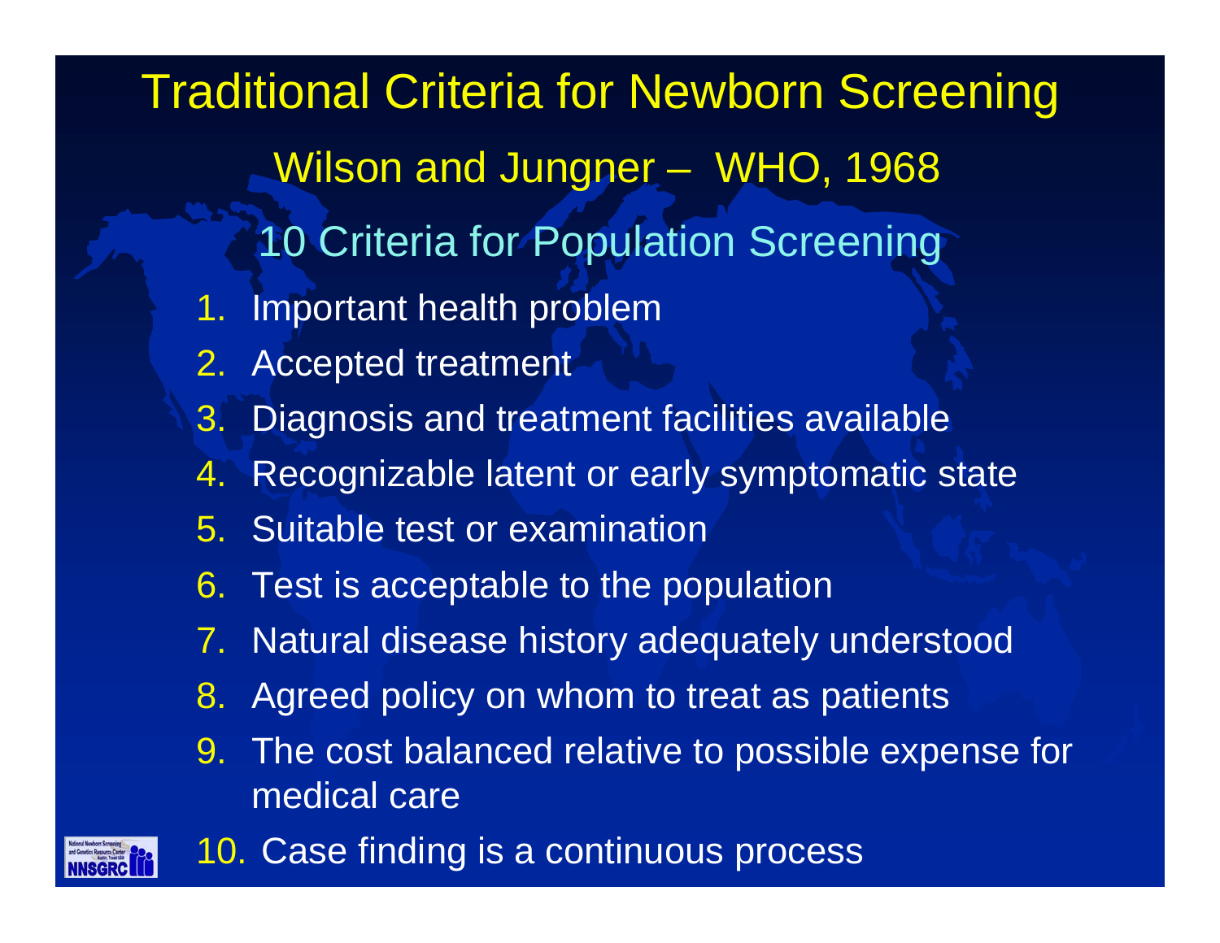# Traditional Criteria for Newborn Screening

## Wilson and Jungner – WHO, 1968

### 10 Criteria for Population Screening

1. Important health problem
2. Accepted treatment
3. Diagnosis and treatment facilities available
4. Recognizable latent or early symptomatic state
5. Suitable test or examination
6. Test is acceptable to the population
7. Natural disease history adequately understood
8. Agreed policy on whom to treat as patients
9. The cost balanced relative to possible expense for medical care
10. Case finding is a continuous process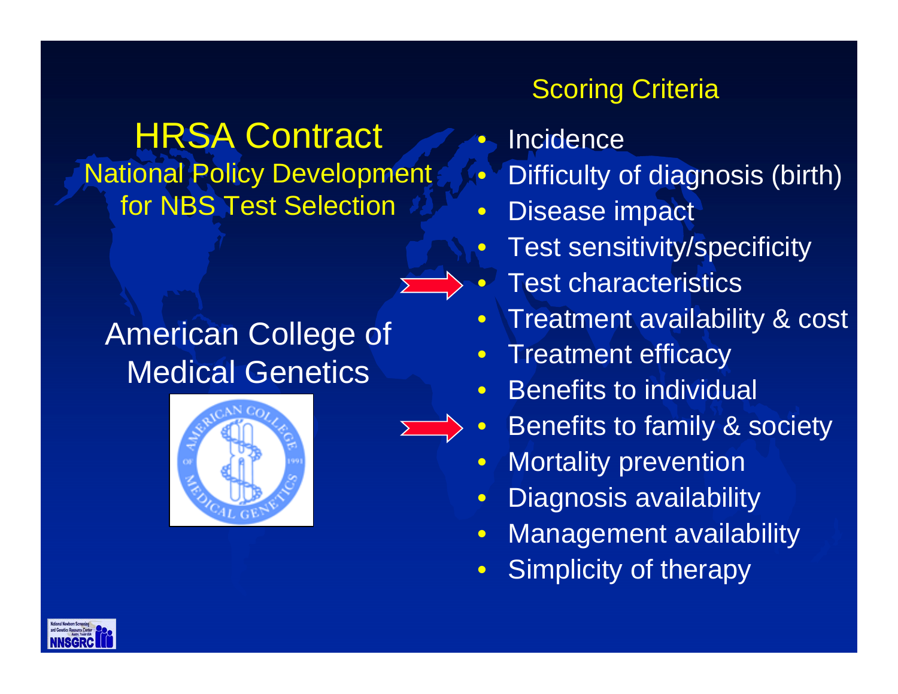# HRSA Contract

## National Policy Development for NBS Test Selection

## American College of Medical Genetics

### Scoring Criteria

- Incidence
- Difficulty of diagnosis (birth)
- Disease impact
- Test sensitivity/specificity
- Test characteristics
- Treatment availability & cost
- Treatment efficacy
- Benefits to individual
- Benefits to family & society
- Mortality prevention
- Diagnosis availability
- Management availability
- Simplicity of therapy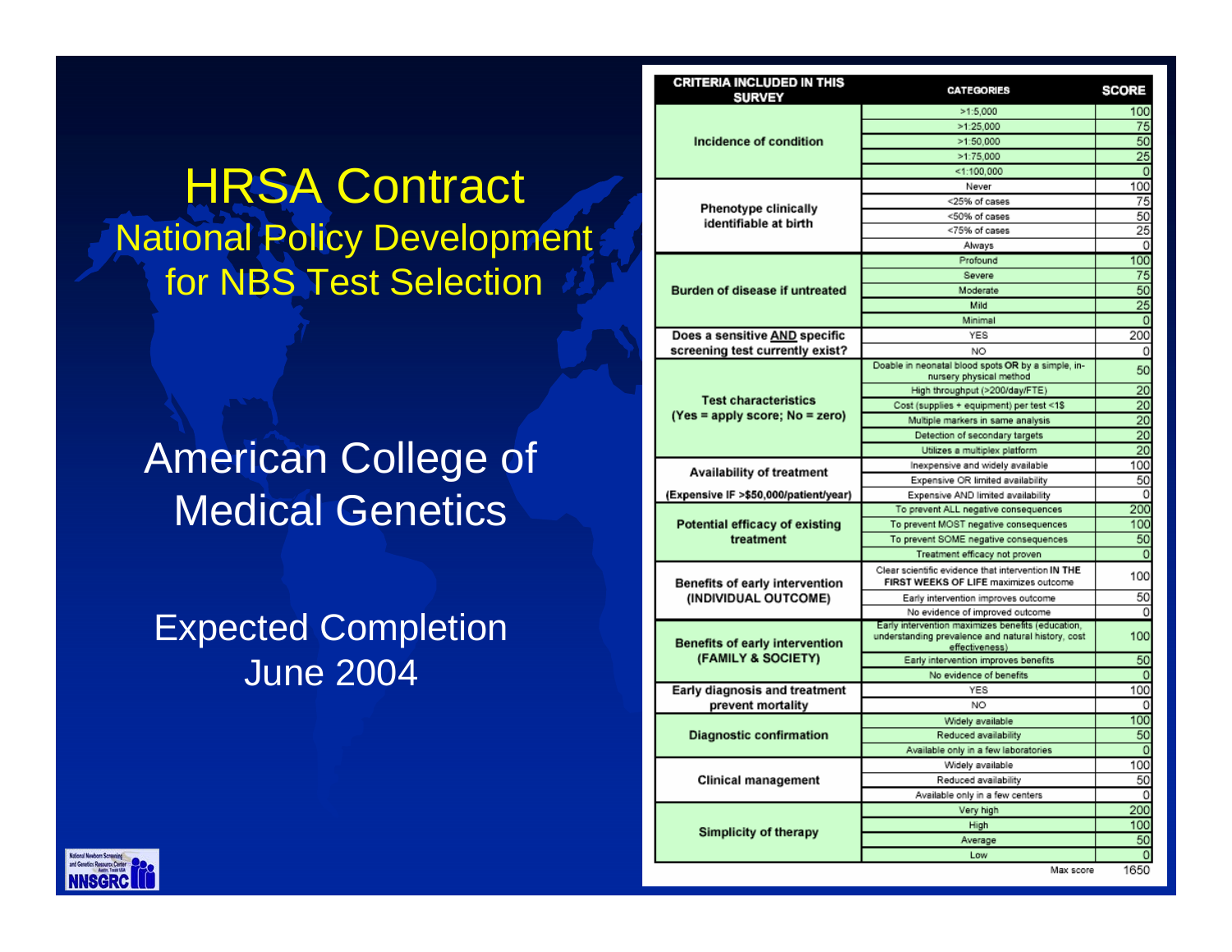# HRSA Contract

## National Policy Development for NBS Test Selection

American College of Medical Genetics

Expected Completion June 2004

| CRITERIA INCLUDED IN THIS SURVEY | CATEGORIES | SCORE |
|---|---|---|
| Incidence of condition | >1:5,000 | 100 |
| | >1:25,000 | 75 |
| | >1:50,000 | 50 |
| | >1:75,000 | 25 |
| | <1:100,000 | 0 |
| Phenotype clinically identifiable at birth | Never | 100 |
| | <25% of cases | 75 |
| | <50% of cases | 50 |
| | <75% of cases | 25 |
| | Always | 0 |
| Burden of disease if untreated | Profound | 100 |
| | Severe | 75 |
| | Moderate | 50 |
| | Mild | 25 |
| | Minimal | 0 |
| Does a sensitive AND specific screening test currently exist? | YES | 200 |
| | NO | 0 |
| Test characteristics (Yes = apply score; No = zero) | Doable in neonatal blood spots OR by a simple, in-nursery physical method | 50 |
| | High throughput (>200/day/FTE) | 20 |
| | Cost (supplies + equipment) per test <1$ | 20 |
| | Multiple markers in same analysis | 20 |
| | Detection of secondary targets | 20 |
| | Utilizes a multiplex platform | 20 |
| Availability of treatment (Expensive IF >$50,000/patient/year) | Inexpensive and widely available | 100 |
| | Expensive OR limited availability | 50 |
| | Expensive AND limited availability | 0 |
| Potential efficacy of existing treatment | To prevent ALL negative consequences | 200 |
| | To prevent MOST negative consequences | 100 |
| | To prevent SOME negative consequences | 50 |
| | Treatment efficacy not proven | 0 |
| Benefits of early intervention (INDIVIDUAL OUTCOME) | Clear scientific evidence that intervention IN THE FIRST WEEKS OF LIFE maximizes outcome | 100 |
| | Early intervention improves outcome | 50 |
| | No evidence of improved outcome | 0 |
| Benefits of early intervention (FAMILY & SOCIETY) | Early intervention maximizes benefits (education, understanding prevalence and natural history, cost effectiveness) | 100 |
| | Early intervention improves benefits | 50 |
| | No evidence of benefits | 0 |
| Early diagnosis and treatment prevent mortality | YES | 100 |
| | NO | 0 |
| Diagnostic confirmation | Widely available | 100 |
| | Reduced availability | 50 |
| | Available only in a few laboratories | 0 |
| Clinical management | Widely available | 100 |
| | Reduced availability | 50 |
| | Available only in a few centers | 0 |
| Simplicity of therapy | Very high | 200 |
| | High | 100 |
| | Average | 50 |
| | Low | 0 |
| | Max score | 1650 |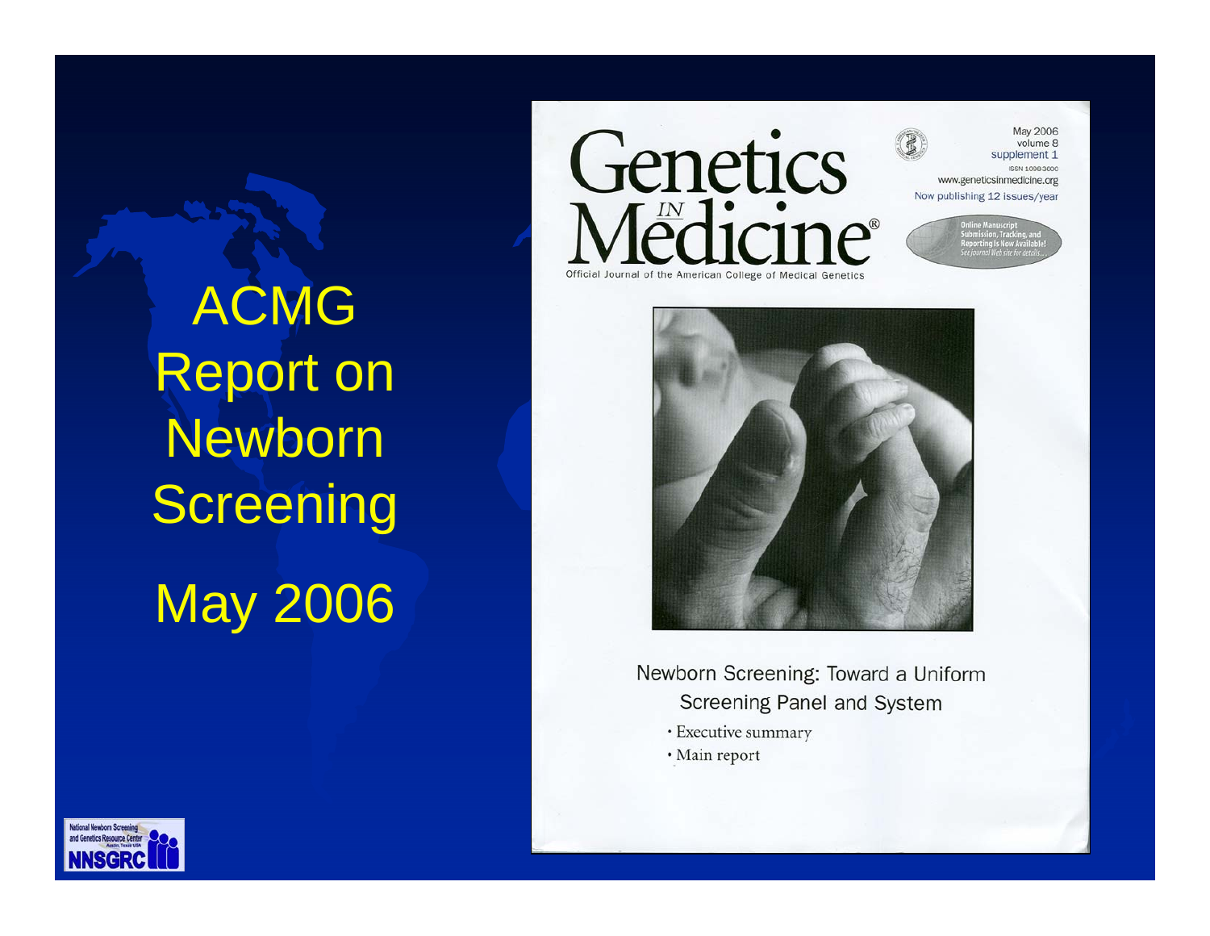# ACMG Report on Newborn Screening

May 2006

Genetics IN Medicine®

Official Journal of the American College of Medical Genetics

May 2006
volume 8
supplement 1
ISSN 1098-3600
www.geneticsinmedicine.org
Now publishing 12 issues/year

Online Manuscript Submission, Tracking, and Reporting Is Now Available! See journal Web site for details...

Newborn Screening: Toward a Uniform Screening Panel and System

- Executive summary
- Main report

National Newborn Screening and Genetics Resource Center
Austin, Texas USA
NNSGRC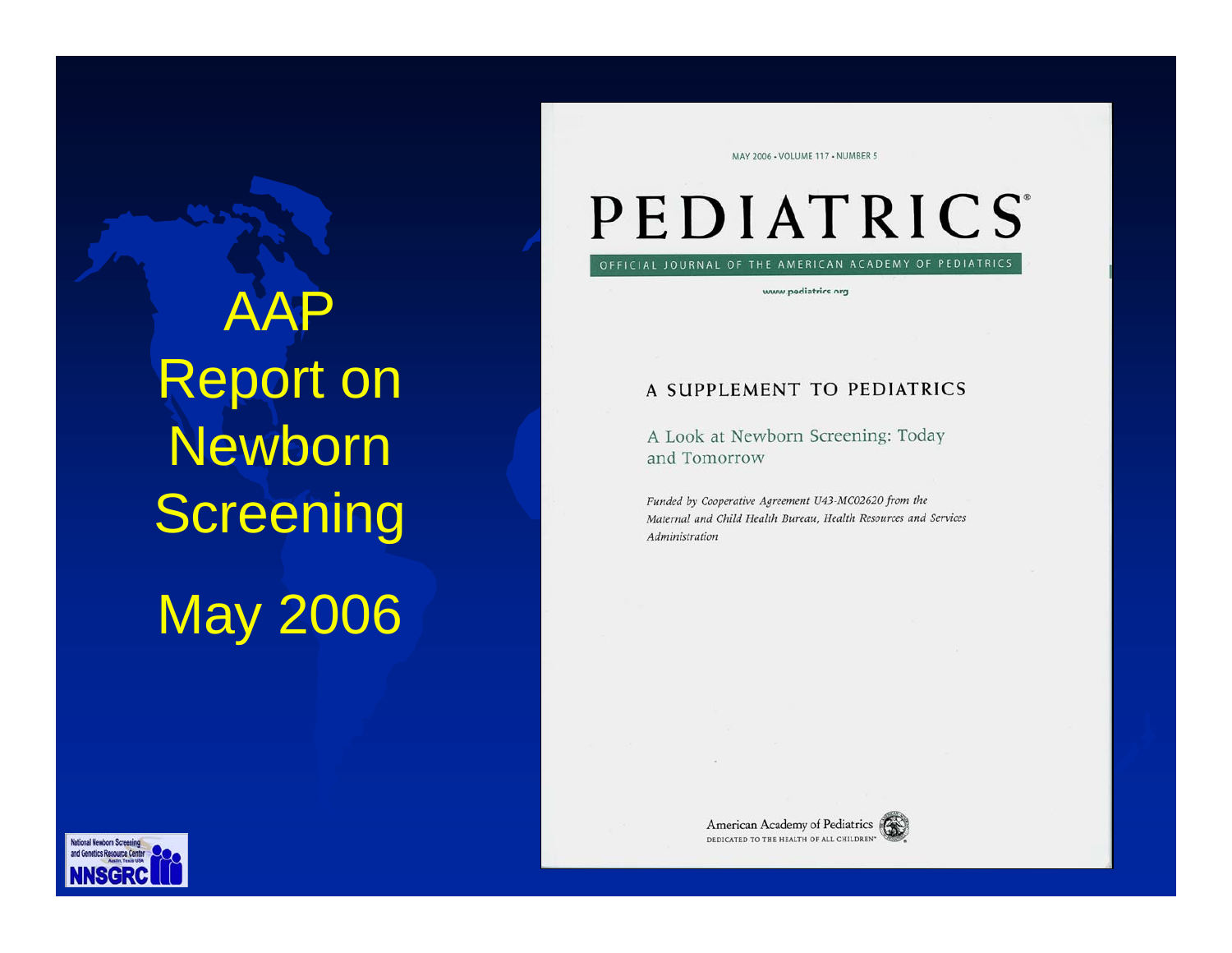# AAP Report on Newborn Screening

# May 2006

MAY 2006 • VOLUME 117 • NUMBER 5

PEDIATRICS®

OFFICIAL JOURNAL OF THE AMERICAN ACADEMY OF PEDIATRICS

www.pediatrics.org

A SUPPLEMENT TO PEDIATRICS

A Look at Newborn Screening: Today and Tomorrow

*Funded by Cooperative Agreement U43-MC02620 from the Maternal and Child Health Bureau, Health Resources and Services Administration*

American Academy of Pediatrics

DEDICATED TO THE HEALTH OF ALL CHILDREN™

National Newborn Screening and Genetics Resource Center, Austin, Texas USA

NNSGRC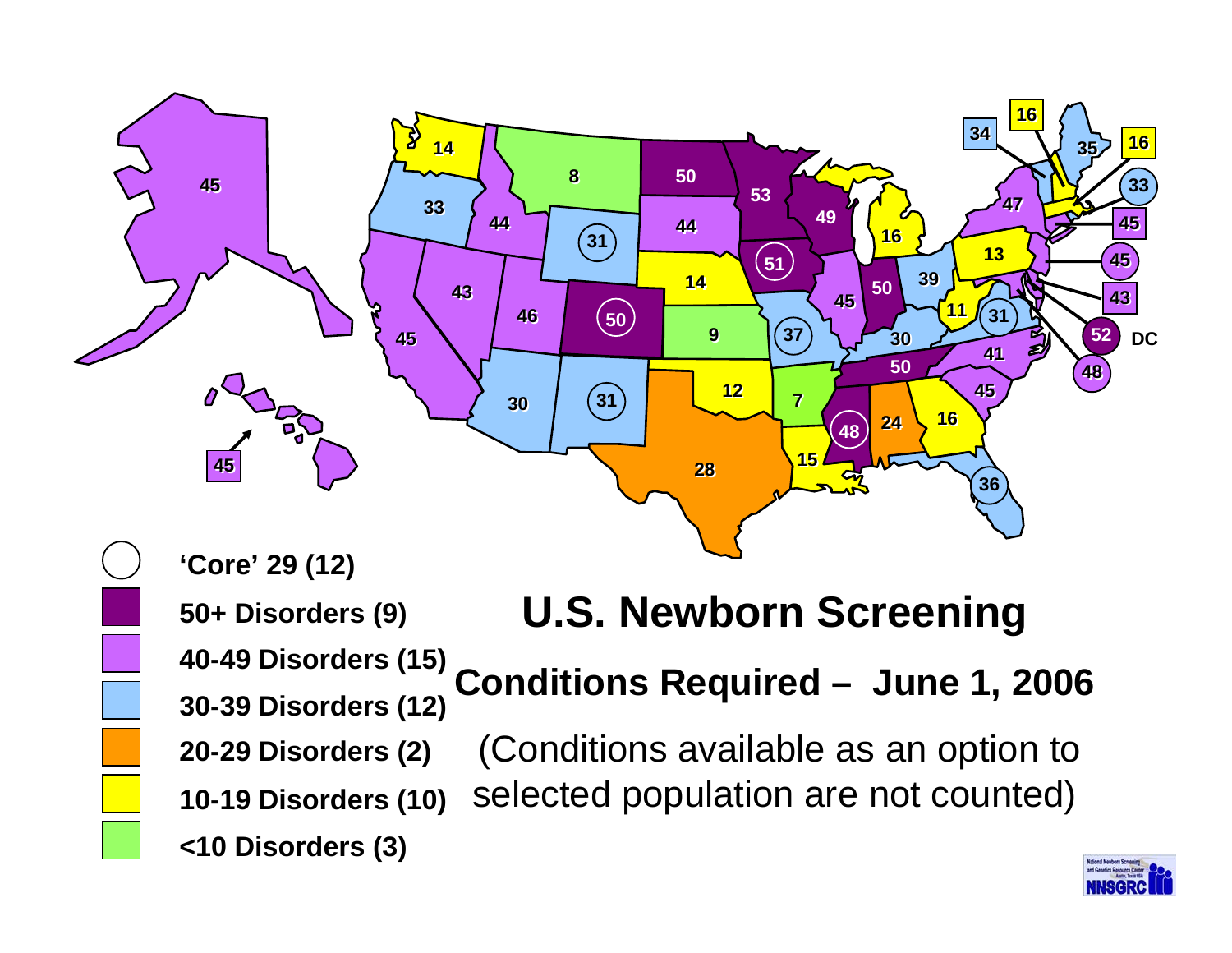# U.S. Newborn Screening

## Conditions Required – June 1, 2006

(Conditions available as an option to selected population are not counted)

- 'Core' 29 (12)
- 50+ Disorders (9)
- 40-49 Disorders (15)
- 30-39 Disorders (12)
- 20-29 Disorders (2)
- 10-19 Disorders (10)
- <10 Disorders (3)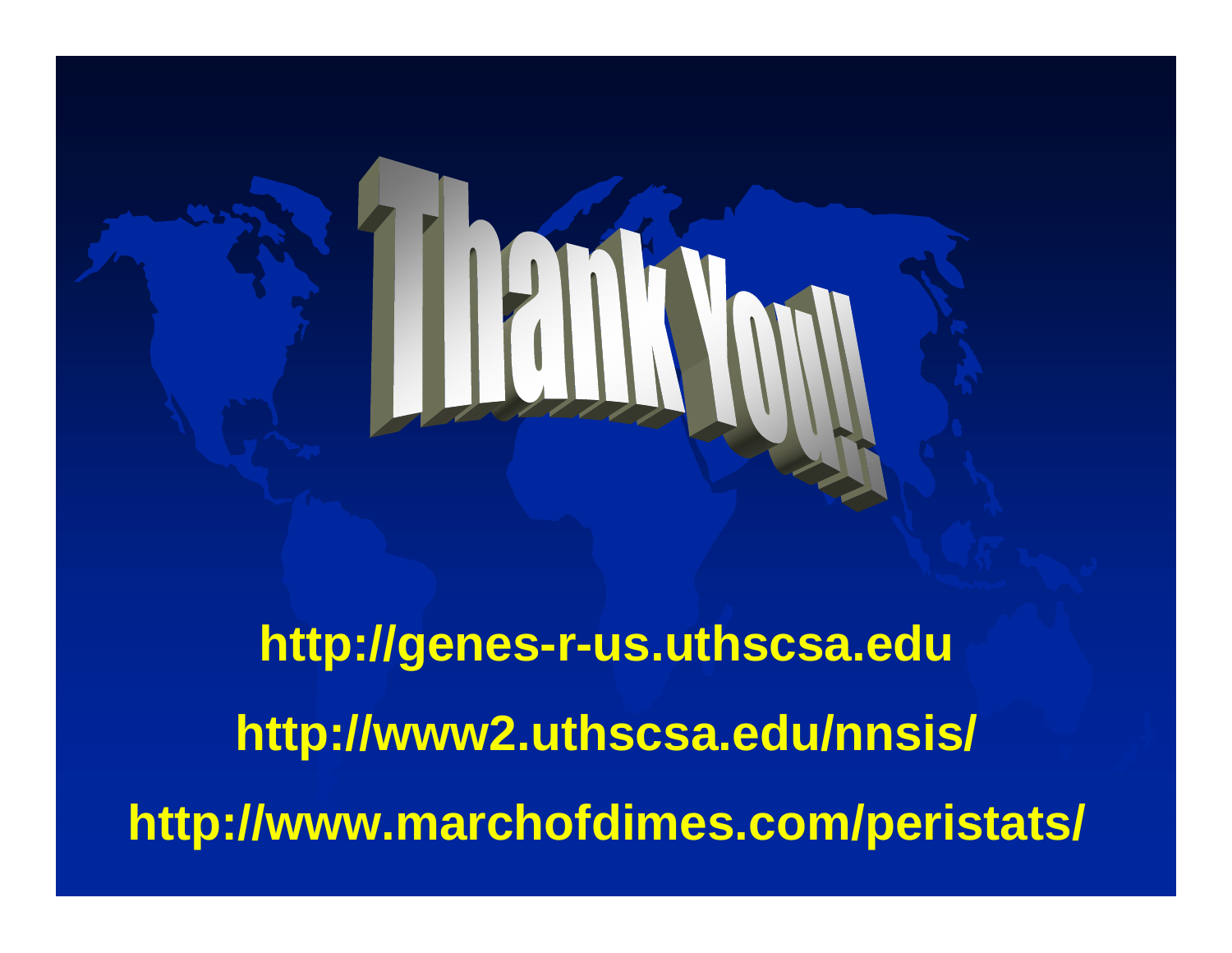# Thank You!!

**http://genes-r-us.uthscsa.edu**

**http://www2.uthscsa.edu/nnsis/**

**http://www.marchofdimes.com/peristats/**